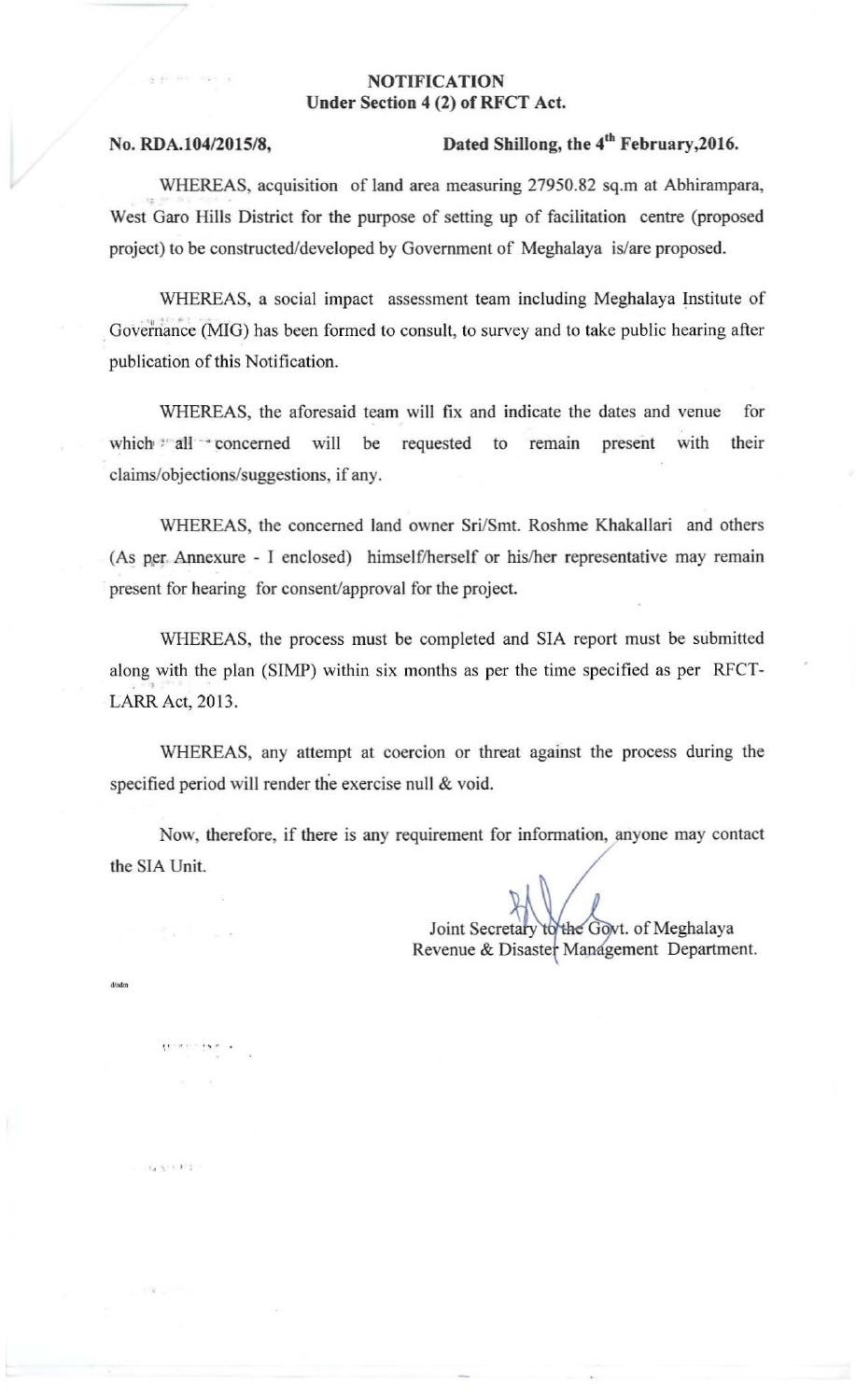**NOTIFICATION**
**Under Section 4 (2) of RFCT Act.**

**No. RDA.104/2015/8,** **Dated Shillong, the 4th February,2016.**

WHEREAS, acquisition of land area measuring 27950.82 sq.m at Abhirampara, West Garo Hills District for the purpose of setting up of facilitation centre (proposed project) to be constructed/developed by Government of Meghalaya is/are proposed.

WHEREAS, a social impact assessment team including Meghalaya Institute of Governance (MIG) has been formed to consult, to survey and to take public hearing after publication of this Notification.

WHEREAS, the aforesaid team will fix and indicate the dates and venue for which all concerned will be requested to remain present with their claims/objections/suggestions, if any.

WHEREAS, the concerned land owner Sri/Smt. Roshme Khakallari and others (As per Annexure - I enclosed) himself/herself or his/her representative may remain present for hearing for consent/approval for the project.

WHEREAS, the process must be completed and SIA report must be submitted along with the plan (SIMP) within six months as per the time specified as per RFCT-LARR Act, 2013.

WHEREAS, any attempt at coercion or threat against the process during the specified period will render the exercise null & void.

Now, therefore, if there is any requirement for information, anyone may contact the SIA Unit.

Joint Secretary to the Govt. of Meghalaya
Revenue & Disaster Management Department.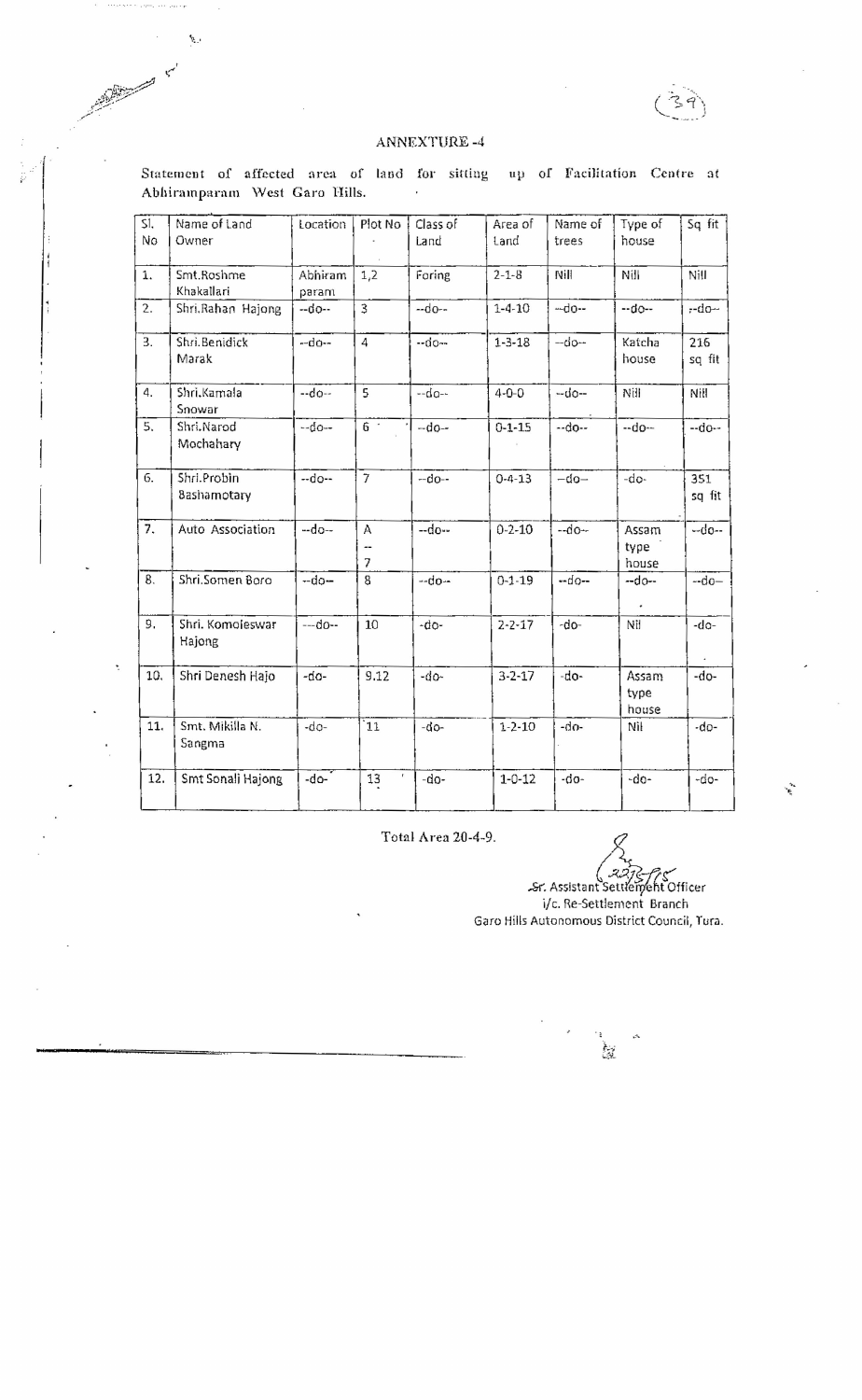## ANNEXTURE -4

Statement of affected area of land for sitting up of Facilitation Centre at Abhiramparam West Garo Hills.

| Sl. No | Name of Land Owner | Location | Plot No | Class of Land | Area of Land | Name of trees | Type of house | Sq fit |
|---|---|---|---|---|---|---|---|---|
| 1. | Smt.Roshme Khakallari | Abhiram param | 1,2 | Foring | 2-1-8 | Nill | Nill | Nill |
| 2. | Shri.Rahan Hajong | --do-- | 3 | --do-- | 1-4-10 | --do-- | --do-- | --do-- |
| 3. | Shri.Benidick Marak | --do-- | 4 | --do-- | 1-3-18 | --do-- | Katcha house | 216 sq fit |
| 4. | Shri.Kamala Snowar | --do-- | 5 | --do-- | 4-0-0 | --do-- | Nill | Nill |
| 5. | Shri.Narod Mochahary | --do-- | 6 | --do-- | 0-1-15 | --do-- | --do-- | --do-- |
| 6. | Shri.Probin Bashamotary | --do-- | 7 | --do-- | 0-4-13 | --do-- | -do- | 351 sq fit |
| 7. | Auto Association | --do-- | A -- 7 | --do-- | 0-2-10 | --do-- | Assam type house | --do-- |
| 8. | Shri.Somen Boro | --do-- | 8 | --do-- | 0-1-19 | --do-- | --do-- | --do-- |
| 9. | Shri. Komoleswar Hajong | ---do-- | 10 | -do- | 2-2-17 | -do- | Nil | -do- |
| 10. | Shri Denesh Hajo | -do- | 9,12 | -do- | 3-2-17 | -do- | Assam type house | -do- |
| 11. | Smt. Mikilla N. Sangma | -do- | 11 | -do- | 1-2-10 | -do- | Nil | -do- |
| 12. | Smt Sonali Hajong | -do- | 13 | -do- | 1-0-12 | -do- | -do- | -do- |

Total Area 20-4-9.

Sr. Assistant Settlement Officer
i/c. Re-Settlement Branch
Garo Hills Autonomous District Council, Tura.